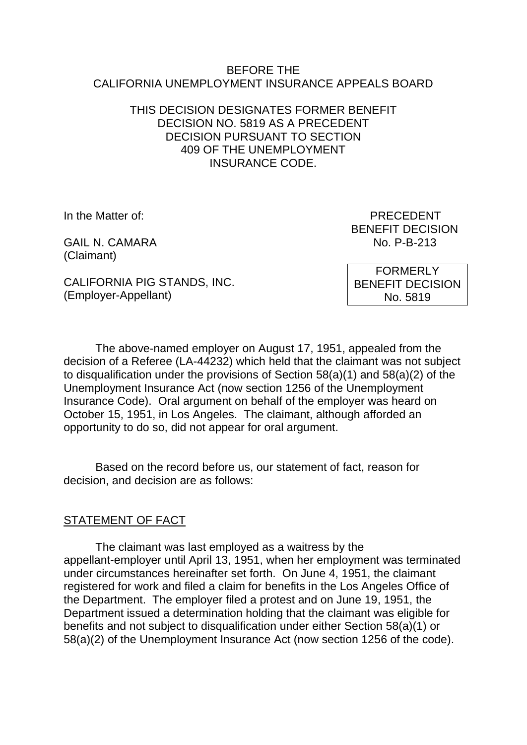BEFORE THE
CALIFORNIA UNEMPLOYMENT INSURANCE APPEALS BOARD

THIS DECISION DESIGNATES FORMER BENEFIT DECISION NO. 5819 AS A PRECEDENT DECISION PURSUANT TO SECTION 409 OF THE UNEMPLOYMENT INSURANCE CODE.

In the Matter of:

GAIL N. CAMARA
(Claimant)

CALIFORNIA PIG STANDS, INC.
(Employer-Appellant)

PRECEDENT
BENEFIT DECISION
No. P-B-213

FORMERLY
BENEFIT DECISION
No. 5819

The above-named employer on August 17, 1951, appealed from the decision of a Referee (LA-44232) which held that the claimant was not subject to disqualification under the provisions of Section 58(a)(1) and 58(a)(2) of the Unemployment Insurance Act (now section 1256 of the Unemployment Insurance Code). Oral argument on behalf of the employer was heard on October 15, 1951, in Los Angeles. The claimant, although afforded an opportunity to do so, did not appear for oral argument.

Based on the record before us, our statement of fact, reason for decision, and decision are as follows:

## STATEMENT OF FACT

The claimant was last employed as a waitress by the appellant-employer until April 13, 1951, when her employment was terminated under circumstances hereinafter set forth. On June 4, 1951, the claimant registered for work and filed a claim for benefits in the Los Angeles Office of the Department. The employer filed a protest and on June 19, 1951, the Department issued a determination holding that the claimant was eligible for benefits and not subject to disqualification under either Section 58(a)(1) or 58(a)(2) of the Unemployment Insurance Act (now section 1256 of the code).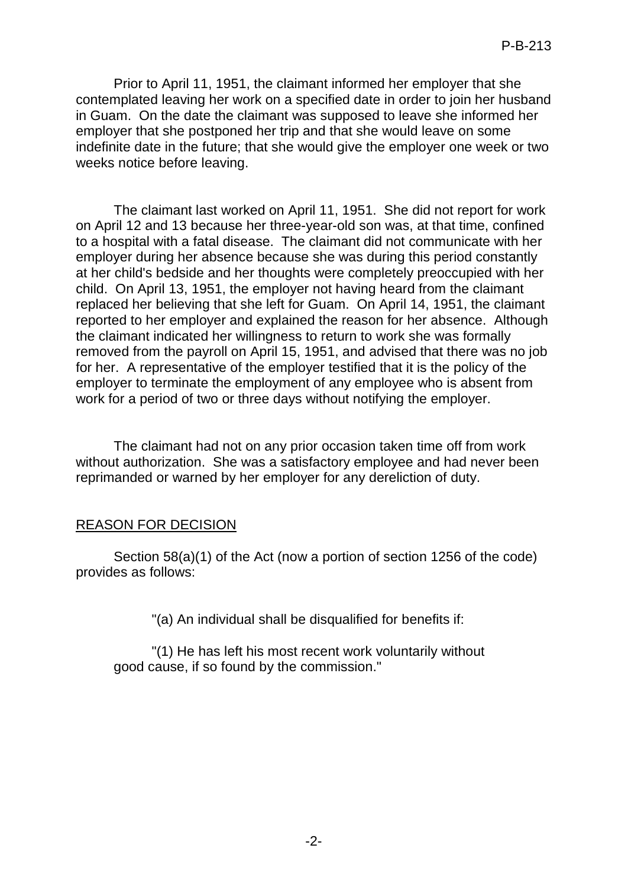Prior to April 11, 1951, the claimant informed her employer that she contemplated leaving her work on a specified date in order to join her husband in Guam. On the date the claimant was supposed to leave she informed her employer that she postponed her trip and that she would leave on some indefinite date in the future; that she would give the employer one week or two weeks notice before leaving.

The claimant last worked on April 11, 1951. She did not report for work on April 12 and 13 because her three-year-old son was, at that time, confined to a hospital with a fatal disease. The claimant did not communicate with her employer during her absence because she was during this period constantly at her child's bedside and her thoughts were completely preoccupied with her child. On April 13, 1951, the employer not having heard from the claimant replaced her believing that she left for Guam. On April 14, 1951, the claimant reported to her employer and explained the reason for her absence. Although the claimant indicated her willingness to return to work she was formally removed from the payroll on April 15, 1951, and advised that there was no job for her. A representative of the employer testified that it is the policy of the employer to terminate the employment of any employee who is absent from work for a period of two or three days without notifying the employer.

The claimant had not on any prior occasion taken time off from work without authorization. She was a satisfactory employee and had never been reprimanded or warned by her employer for any dereliction of duty.

## REASON FOR DECISION

Section 58(a)(1) of the Act (now a portion of section 1256 of the code) provides as follows:

> "(a) An individual shall be disqualified for benefits if:
>
> "(1) He has left his most recent work voluntarily without good cause, if so found by the commission."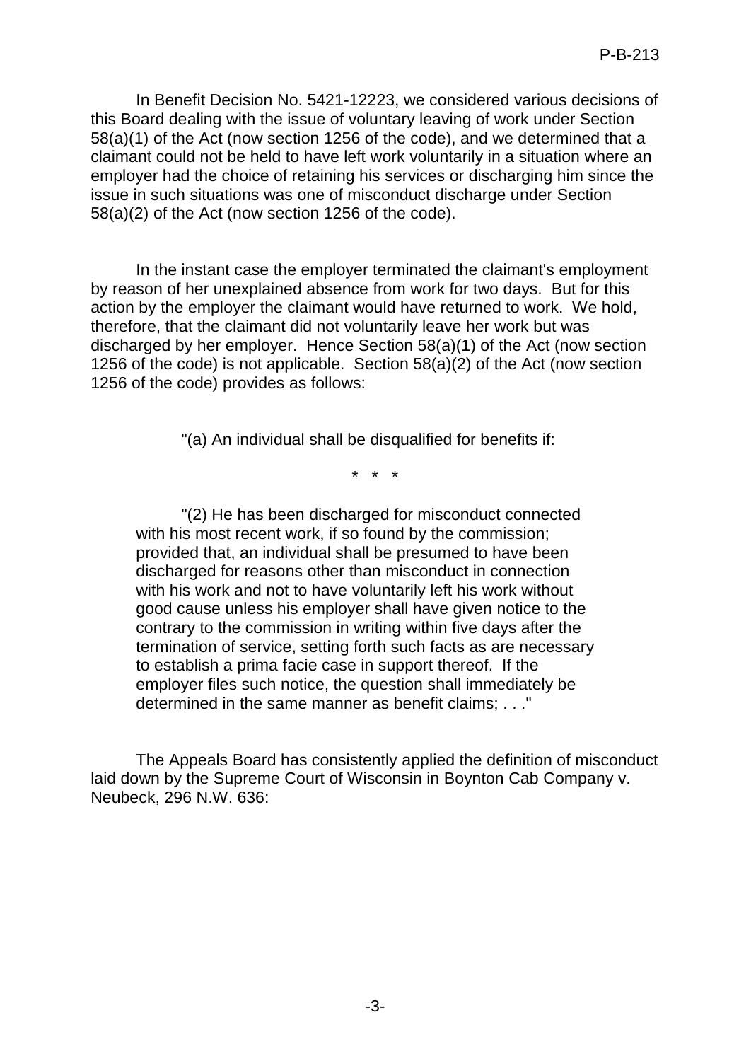In Benefit Decision No. 5421-12223, we considered various decisions of this Board dealing with the issue of voluntary leaving of work under Section 58(a)(1) of the Act (now section 1256 of the code), and we determined that a claimant could not be held to have left work voluntarily in a situation where an employer had the choice of retaining his services or discharging him since the issue in such situations was one of misconduct discharge under Section 58(a)(2) of the Act (now section 1256 of the code).

In the instant case the employer terminated the claimant's employment by reason of her unexplained absence from work for two days. But for this action by the employer the claimant would have returned to work. We hold, therefore, that the claimant did not voluntarily leave her work but was discharged by her employer. Hence Section 58(a)(1) of the Act (now section 1256 of the code) is not applicable. Section 58(a)(2) of the Act (now section 1256 of the code) provides as follows:

> "(a) An individual shall be disqualified for benefits if:
>
> \* \* \*
>
> "(2) He has been discharged for misconduct connected with his most recent work, if so found by the commission; provided that, an individual shall be presumed to have been discharged for reasons other than misconduct in connection with his work and not to have voluntarily left his work without good cause unless his employer shall have given notice to the contrary to the commission in writing within five days after the termination of service, setting forth such facts as are necessary to establish a prima facie case in support thereof. If the employer files such notice, the question shall immediately be determined in the same manner as benefit claims; . . ."

The Appeals Board has consistently applied the definition of misconduct laid down by the Supreme Court of Wisconsin in Boynton Cab Company v. Neubeck, 296 N.W. 636: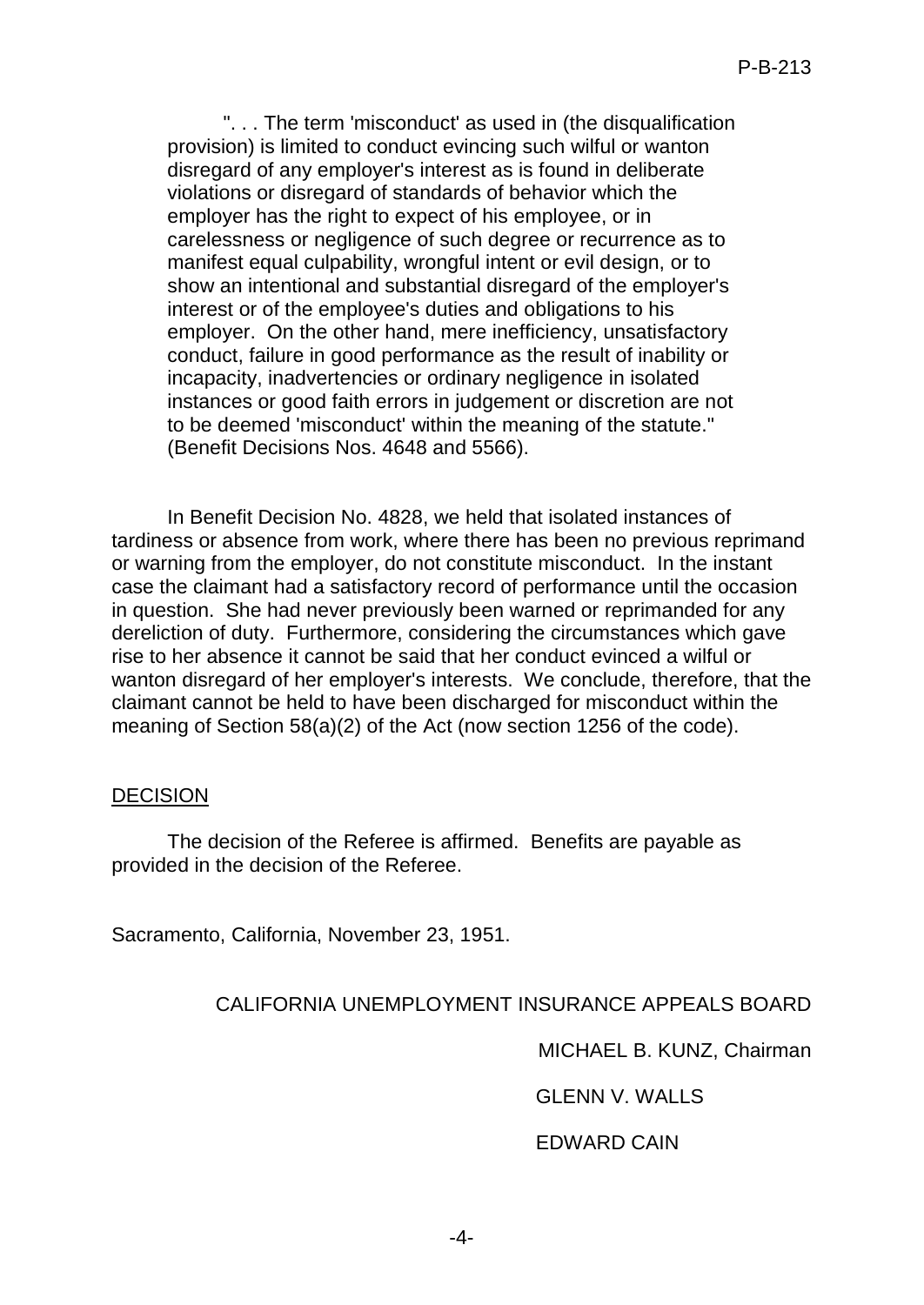> ". . . The term 'misconduct' as used in (the disqualification provision) is limited to conduct evincing such wilful or wanton disregard of any employer's interest as is found in deliberate violations or disregard of standards of behavior which the employer has the right to expect of his employee, or in carelessness or negligence of such degree or recurrence as to manifest equal culpability, wrongful intent or evil design, or to show an intentional and substantial disregard of the employer's interest or of the employee's duties and obligations to his employer. On the other hand, mere inefficiency, unsatisfactory conduct, failure in good performance as the result of inability or incapacity, inadvertencies or ordinary negligence in isolated instances or good faith errors in judgement or discretion are not to be deemed 'misconduct' within the meaning of the statute." (Benefit Decisions Nos. 4648 and 5566).

In Benefit Decision No. 4828, we held that isolated instances of tardiness or absence from work, where there has been no previous reprimand or warning from the employer, do not constitute misconduct. In the instant case the claimant had a satisfactory record of performance until the occasion in question. She had never previously been warned or reprimanded for any dereliction of duty. Furthermore, considering the circumstances which gave rise to her absence it cannot be said that her conduct evinced a wilful or wanton disregard of her employer's interests. We conclude, therefore, that the claimant cannot be held to have been discharged for misconduct within the meaning of Section 58(a)(2) of the Act (now section 1256 of the code).

## DECISION

The decision of the Referee is affirmed. Benefits are payable as provided in the decision of the Referee.

Sacramento, California, November 23, 1951.

CALIFORNIA UNEMPLOYMENT INSURANCE APPEALS BOARD

MICHAEL B. KUNZ, Chairman

GLENN V. WALLS

EDWARD CAIN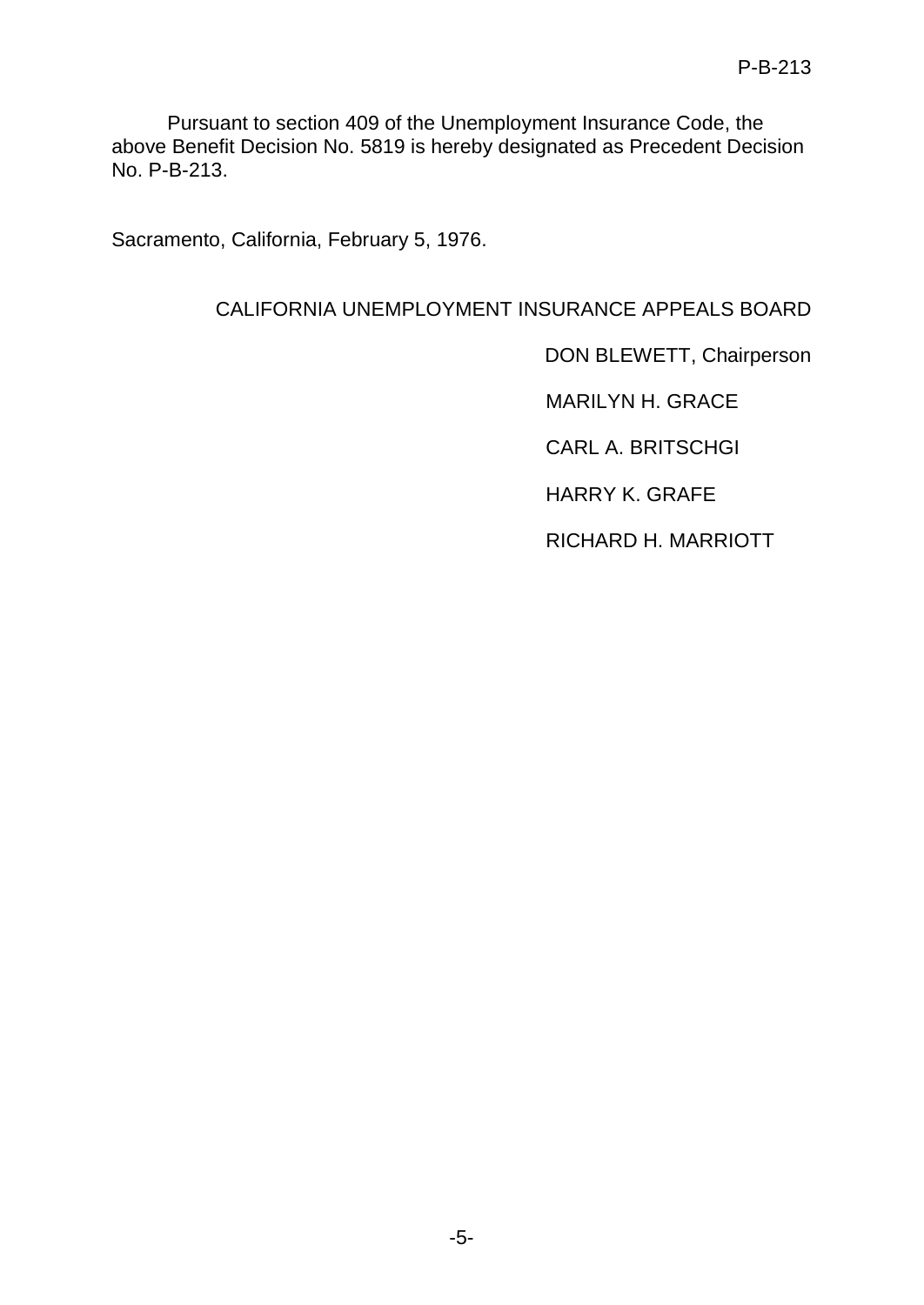Pursuant to section 409 of the Unemployment Insurance Code, the above Benefit Decision No. 5819 is hereby designated as Precedent Decision No. P-B-213.

Sacramento, California, February 5, 1976.

CALIFORNIA UNEMPLOYMENT INSURANCE APPEALS BOARD

DON BLEWETT, Chairperson

MARILYN H. GRACE

CARL A. BRITSCHGI

HARRY K. GRAFE

RICHARD H. MARRIOTT